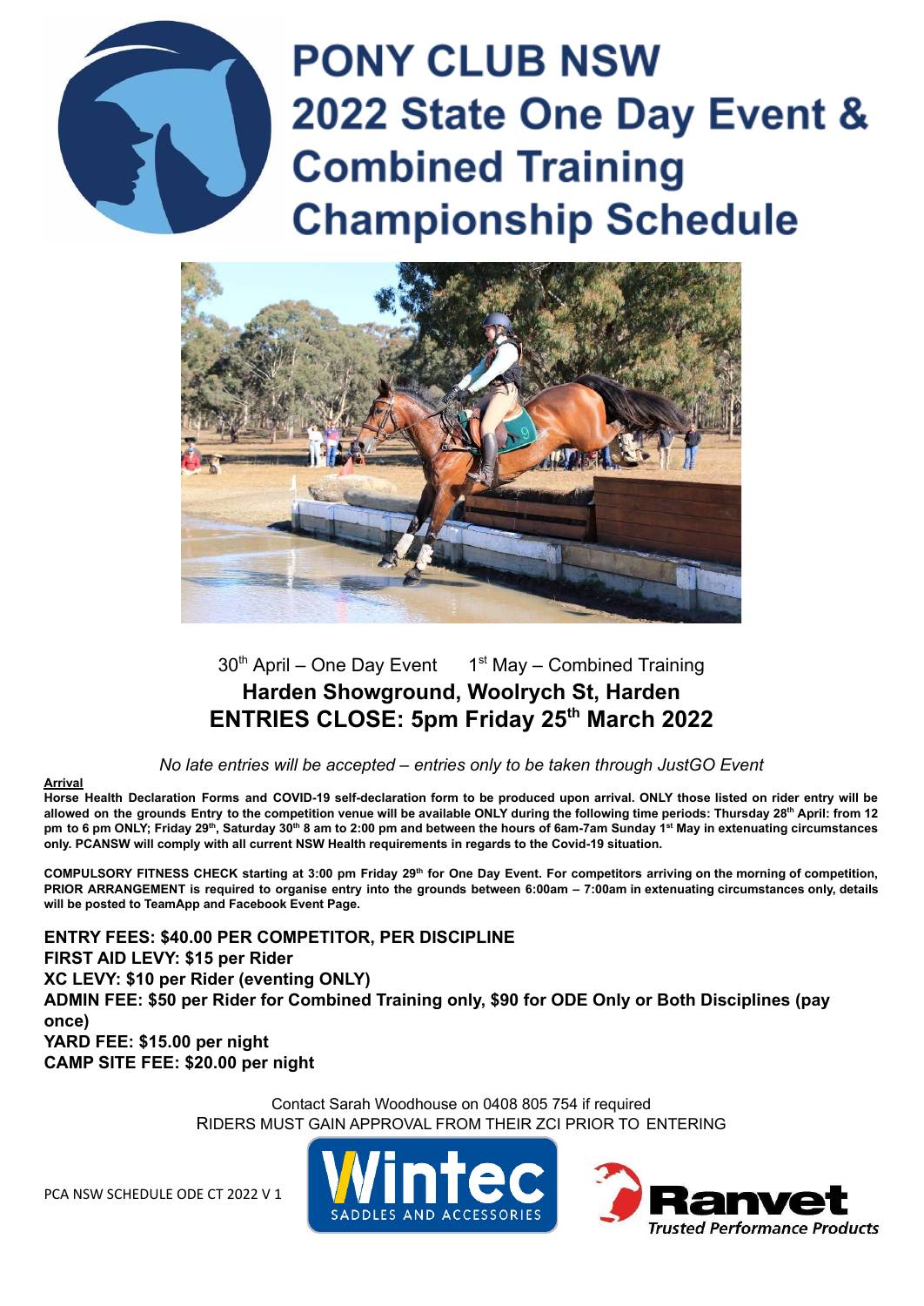# PONY CLUB NSW 2022 State One Day Event & Combined Training Championship Schedule

30th April – One Day Event     1st May – Combined Training

**Harden Showground, Woolrych St, Harden**

**ENTRIES CLOSE: 5pm Friday 25th March 2022**

*No late entries will be accepted – entries only to be taken through JustGO Event*

**Arrival**

**Horse Health Declaration Forms and COVID-19 self-declaration form to be produced upon arrival. ONLY those listed on rider entry will be allowed on the grounds Entry to the competition venue will be available ONLY during the following time periods: Thursday 28th April: from 12 pm to 6 pm ONLY; Friday 29th, Saturday 30th 8 am to 2:00 pm and between the hours of 6am-7am Sunday 1st May in extenuating circumstances only. PCANSW will comply with all current NSW Health requirements in regards to the Covid-19 situation.**

**COMPULSORY FITNESS CHECK starting at 3:00 pm Friday 29th for One Day Event. For competitors arriving on the morning of competition, PRIOR ARRANGEMENT is required to organise entry into the grounds between 6:00am – 7:00am in extenuating circumstances only, details will be posted to TeamApp and Facebook Event Page.**

**ENTRY FEES: $40.00 PER COMPETITOR, PER DISCIPLINE**
**FIRST AID LEVY: $15 per Rider**
**XC LEVY: $10 per Rider (eventing ONLY)**
**ADMIN FEE: $50 per Rider for Combined Training only, $90 for ODE Only or Both Disciplines (pay once)**
**YARD FEE: $15.00 per night**
**CAMP SITE FEE: $20.00 per night**

Contact Sarah Woodhouse on 0408 805 754 if required

RIDERS MUST GAIN APPROVAL FROM THEIR ZCI PRIOR TO ENTERING

PCA NSW SCHEDULE ODE CT 2022 V 1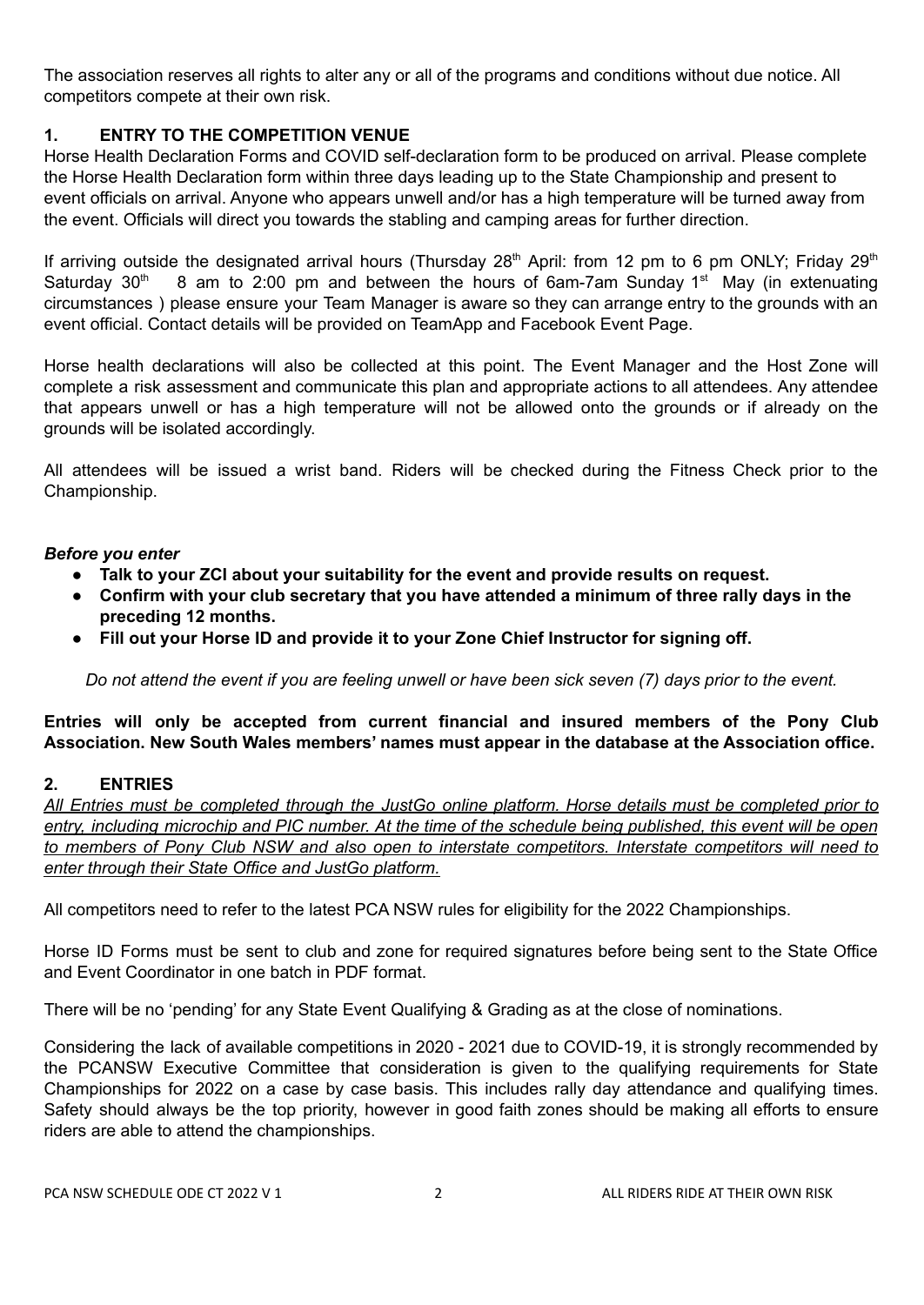The association reserves all rights to alter any or all of the programs and conditions without due notice. All competitors compete at their own risk.

## 1. ENTRY TO THE COMPETITION VENUE

Horse Health Declaration Forms and COVID self-declaration form to be produced on arrival. Please complete the Horse Health Declaration form within three days leading up to the State Championship and present to event officials on arrival. Anyone who appears unwell and/or has a high temperature will be turned away from the event. Officials will direct you towards the stabling and camping areas for further direction.

If arriving outside the designated arrival hours (Thursday 28th April: from 12 pm to 6 pm ONLY; Friday 29th Saturday 30th 8 am to 2:00 pm and between the hours of 6am-7am Sunday 1st May (in extenuating circumstances ) please ensure your Team Manager is aware so they can arrange entry to the grounds with an event official. Contact details will be provided on TeamApp and Facebook Event Page.

Horse health declarations will also be collected at this point. The Event Manager and the Host Zone will complete a risk assessment and communicate this plan and appropriate actions to all attendees. Any attendee that appears unwell or has a high temperature will not be allowed onto the grounds or if already on the grounds will be isolated accordingly.

All attendees will be issued a wrist band. Riders will be checked during the Fitness Check prior to the Championship.

***Before you enter***

- **Talk to your ZCI about your suitability for the event and provide results on request.**
- **Confirm with your club secretary that you have attended a minimum of three rally days in the preceding 12 months.**
- **Fill out your Horse ID and provide it to your Zone Chief Instructor for signing off.**

*Do not attend the event if you are feeling unwell or have been sick seven (7) days prior to the event.*

**Entries will only be accepted from current financial and insured members of the Pony Club Association. New South Wales members' names must appear in the database at the Association office.**

## 2. ENTRIES

*All Entries must be completed through the JustGo online platform. Horse details must be completed prior to entry, including microchip and PIC number. At the time of the schedule being published, this event will be open to members of Pony Club NSW and also open to interstate competitors. Interstate competitors will need to enter through their State Office and JustGo platform.*

All competitors need to refer to the latest PCA NSW rules for eligibility for the 2022 Championships.

Horse ID Forms must be sent to club and zone for required signatures before being sent to the State Office and Event Coordinator in one batch in PDF format.

There will be no 'pending' for any State Event Qualifying & Grading as at the close of nominations.

Considering the lack of available competitions in 2020 - 2021 due to COVID-19, it is strongly recommended by the PCANSW Executive Committee that consideration is given to the qualifying requirements for State Championships for 2022 on a case by case basis. This includes rally day attendance and qualifying times. Safety should always be the top priority, however in good faith zones should be making all efforts to ensure riders are able to attend the championships.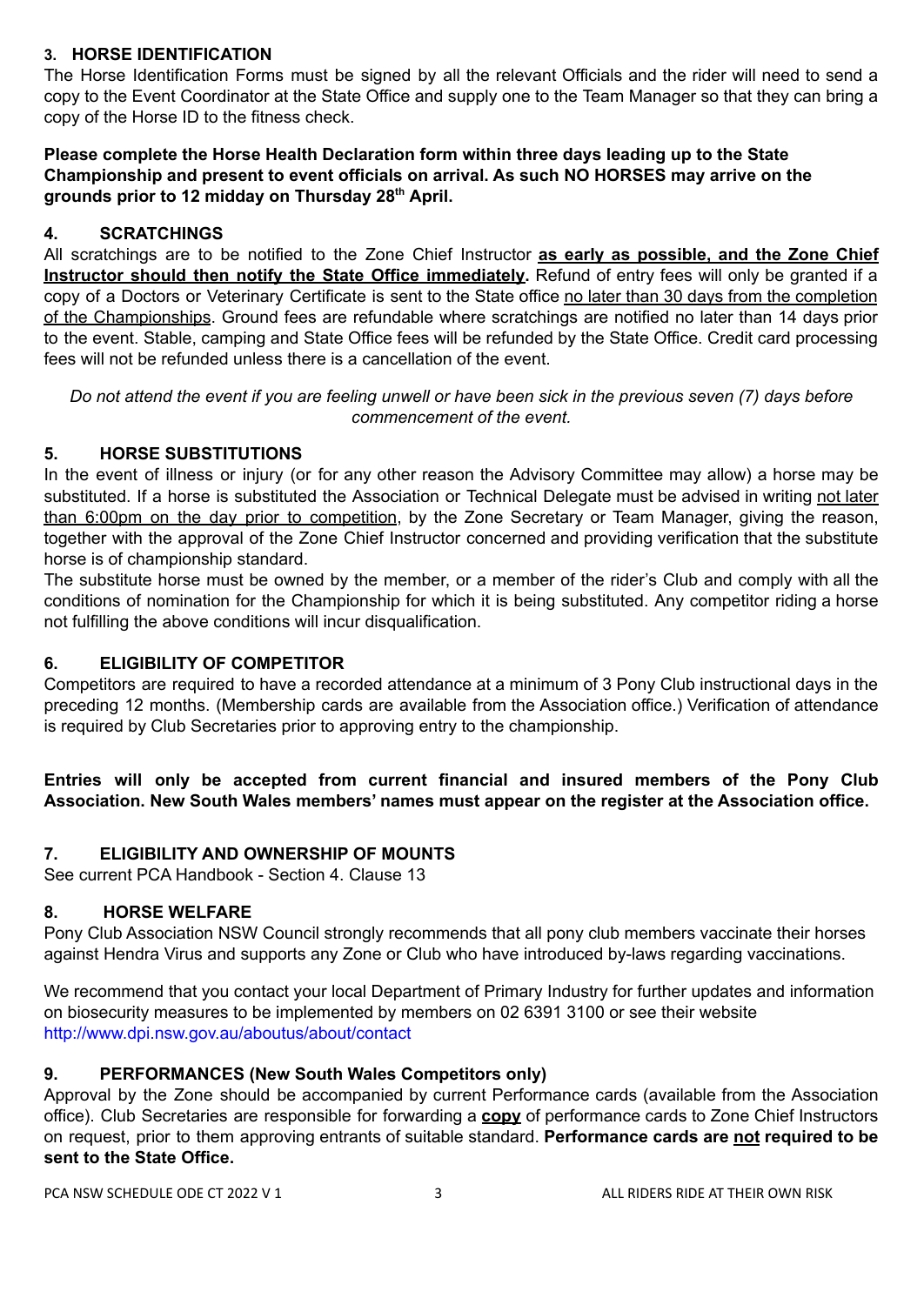## 3. HORSE IDENTIFICATION

The Horse Identification Forms must be signed by all the relevant Officials and the rider will need to send a copy to the Event Coordinator at the State Office and supply one to the Team Manager so that they can bring a copy of the Horse ID to the fitness check.

**Please complete the Horse Health Declaration form within three days leading up to the State Championship and present to event officials on arrival. As such NO HORSES may arrive on the grounds prior to 12 midday on Thursday 28th April.**

## 4. SCRATCHINGS

All scratchings are to be notified to the Zone Chief Instructor **as early as possible, and the Zone Chief Instructor should then notify the State Office immediately.** Refund of entry fees will only be granted if a copy of a Doctors or Veterinary Certificate is sent to the State office no later than 30 days from the completion of the Championships. Ground fees are refundable where scratchings are notified no later than 14 days prior to the event. Stable, camping and State Office fees will be refunded by the State Office. Credit card processing fees will not be refunded unless there is a cancellation of the event.

*Do not attend the event if you are feeling unwell or have been sick in the previous seven (7) days before commencement of the event.*

## 5. HORSE SUBSTITUTIONS

In the event of illness or injury (or for any other reason the Advisory Committee may allow) a horse may be substituted. If a horse is substituted the Association or Technical Delegate must be advised in writing not later than 6:00pm on the day prior to competition, by the Zone Secretary or Team Manager, giving the reason, together with the approval of the Zone Chief Instructor concerned and providing verification that the substitute horse is of championship standard.

The substitute horse must be owned by the member, or a member of the rider's Club and comply with all the conditions of nomination for the Championship for which it is being substituted. Any competitor riding a horse not fulfilling the above conditions will incur disqualification.

## 6. ELIGIBILITY OF COMPETITOR

Competitors are required to have a recorded attendance at a minimum of 3 Pony Club instructional days in the preceding 12 months. (Membership cards are available from the Association office.) Verification of attendance is required by Club Secretaries prior to approving entry to the championship.

**Entries will only be accepted from current financial and insured members of the Pony Club Association. New South Wales members' names must appear on the register at the Association office.**

## 7. ELIGIBILITY AND OWNERSHIP OF MOUNTS

See current PCA Handbook - Section 4. Clause 13

## 8. HORSE WELFARE

Pony Club Association NSW Council strongly recommends that all pony club members vaccinate their horses against Hendra Virus and supports any Zone or Club who have introduced by-laws regarding vaccinations.

We recommend that you contact your local Department of Primary Industry for further updates and information on biosecurity measures to be implemented by members on 02 6391 3100 or see their website http://www.dpi.nsw.gov.au/aboutus/about/contact

## 9. PERFORMANCES (New South Wales Competitors only)

Approval by the Zone should be accompanied by current Performance cards (available from the Association office). Club Secretaries are responsible for forwarding a **copy** of performance cards to Zone Chief Instructors on request, prior to them approving entrants of suitable standard. **Performance cards are not required to be sent to the State Office.**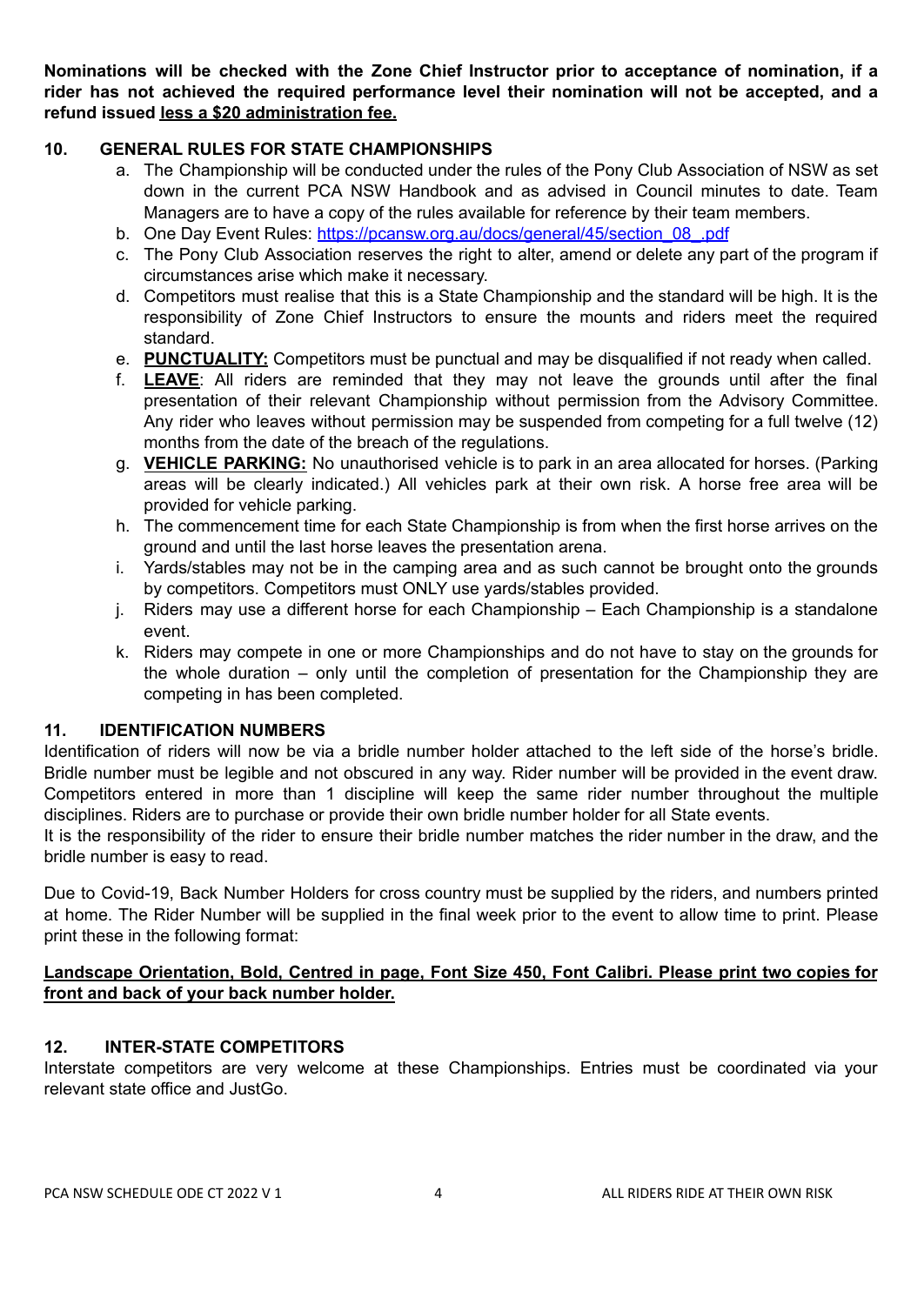**Nominations will be checked with the Zone Chief Instructor prior to acceptance of nomination, if a rider has not achieved the required performance level their nomination will not be accepted, and a refund issued <u>less a $20 administration fee.</u>**

## 10. GENERAL RULES FOR STATE CHAMPIONSHIPS

a. The Championship will be conducted under the rules of the Pony Club Association of NSW as set down in the current PCA NSW Handbook and as advised in Council minutes to date. Team Managers are to have a copy of the rules available for reference by their team members.

b. One Day Event Rules: [https://pcansw.org.au/docs/general/45/section_08_.pdf](https://pcansw.org.au/docs/general/45/section_08_.pdf)

c. The Pony Club Association reserves the right to alter, amend or delete any part of the program if circumstances arise which make it necessary.

d. Competitors must realise that this is a State Championship and the standard will be high. It is the responsibility of Zone Chief Instructors to ensure the mounts and riders meet the required standard.

e. **<u>PUNCTUALITY:</u>** Competitors must be punctual and may be disqualified if not ready when called.

f. **<u>LEAVE</u>**: All riders are reminded that they may not leave the grounds until after the final presentation of their relevant Championship without permission from the Advisory Committee. Any rider who leaves without permission may be suspended from competing for a full twelve (12) months from the date of the breach of the regulations.

g. **<u>VEHICLE PARKING:</u>** No unauthorised vehicle is to park in an area allocated for horses. (Parking areas will be clearly indicated.) All vehicles park at their own risk. A horse free area will be provided for vehicle parking.

h. The commencement time for each State Championship is from when the first horse arrives on the ground and until the last horse leaves the presentation arena.

i. Yards/stables may not be in the camping area and as such cannot be brought onto the grounds by competitors. Competitors must ONLY use yards/stables provided.

j. Riders may use a different horse for each Championship – Each Championship is a standalone event.

k. Riders may compete in one or more Championships and do not have to stay on the grounds for the whole duration – only until the completion of presentation for the Championship they are competing in has been completed.

## 11. IDENTIFICATION NUMBERS

Identification of riders will now be via a bridle number holder attached to the left side of the horse's bridle. Bridle number must be legible and not obscured in any way. Rider number will be provided in the event draw. Competitors entered in more than 1 discipline will keep the same rider number throughout the multiple disciplines. Riders are to purchase or provide their own bridle number holder for all State events.

It is the responsibility of the rider to ensure their bridle number matches the rider number in the draw, and the bridle number is easy to read.

Due to Covid-19, Back Number Holders for cross country must be supplied by the riders, and numbers printed at home. The Rider Number will be supplied in the final week prior to the event to allow time to print. Please print these in the following format:

**<u>Landscape Orientation, Bold, Centred in page, Font Size 450, Font Calibri. Please print two copies for front and back of your back number holder.</u>**

## 12. INTER-STATE COMPETITORS

Interstate competitors are very welcome at these Championships. Entries must be coordinated via your relevant state office and JustGo.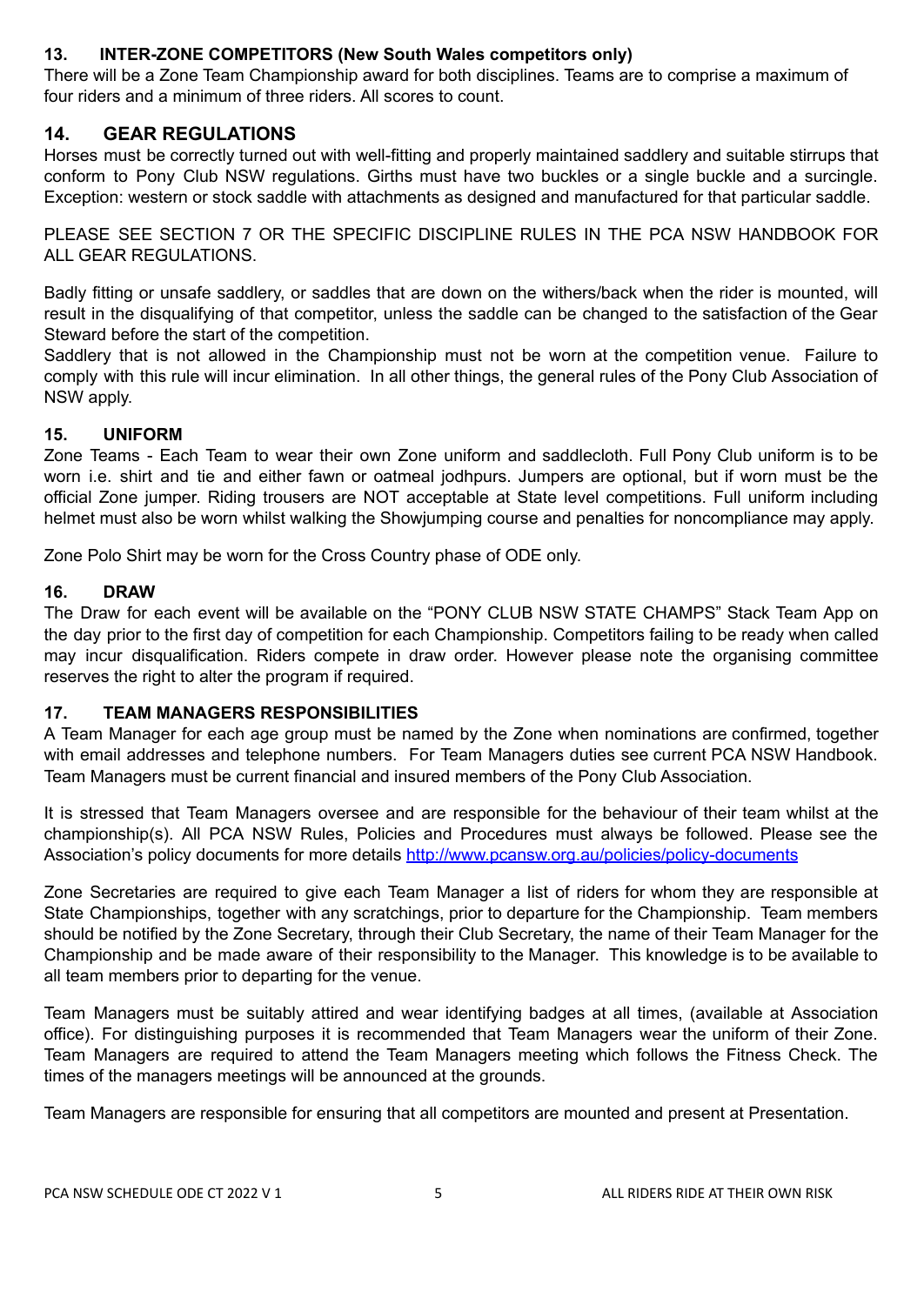### 13. INTER-ZONE COMPETITORS (New South Wales competitors only)

There will be a Zone Team Championship award for both disciplines. Teams are to comprise a maximum of four riders and a minimum of three riders. All scores to count.

## 14. GEAR REGULATIONS

Horses must be correctly turned out with well-fitting and properly maintained saddlery and suitable stirrups that conform to Pony Club NSW regulations. Girths must have two buckles or a single buckle and a surcingle. Exception: western or stock saddle with attachments as designed and manufactured for that particular saddle.

PLEASE SEE SECTION 7 OR THE SPECIFIC DISCIPLINE RULES IN THE PCA NSW HANDBOOK FOR ALL GEAR REGULATIONS.

Badly fitting or unsafe saddlery, or saddles that are down on the withers/back when the rider is mounted, will result in the disqualifying of that competitor, unless the saddle can be changed to the satisfaction of the Gear Steward before the start of the competition.

Saddlery that is not allowed in the Championship must not be worn at the competition venue. Failure to comply with this rule will incur elimination. In all other things, the general rules of the Pony Club Association of NSW apply.

### 15. UNIFORM

Zone Teams - Each Team to wear their own Zone uniform and saddlecloth. Full Pony Club uniform is to be worn i.e. shirt and tie and either fawn or oatmeal jodhpurs. Jumpers are optional, but if worn must be the official Zone jumper. Riding trousers are NOT acceptable at State level competitions. Full uniform including helmet must also be worn whilst walking the Showjumping course and penalties for noncompliance may apply.

Zone Polo Shirt may be worn for the Cross Country phase of ODE only.

### 16. DRAW

The Draw for each event will be available on the "PONY CLUB NSW STATE CHAMPS" Stack Team App on the day prior to the first day of competition for each Championship. Competitors failing to be ready when called may incur disqualification. Riders compete in draw order. However please note the organising committee reserves the right to alter the program if required.

### 17. TEAM MANAGERS RESPONSIBILITIES

A Team Manager for each age group must be named by the Zone when nominations are confirmed, together with email addresses and telephone numbers. For Team Managers duties see current PCA NSW Handbook. Team Managers must be current financial and insured members of the Pony Club Association.

It is stressed that Team Managers oversee and are responsible for the behaviour of their team whilst at the championship(s). All PCA NSW Rules, Policies and Procedures must always be followed. Please see the Association's policy documents for more details http://www.pcansw.org.au/policies/policy-documents

Zone Secretaries are required to give each Team Manager a list of riders for whom they are responsible at State Championships, together with any scratchings, prior to departure for the Championship. Team members should be notified by the Zone Secretary, through their Club Secretary, the name of their Team Manager for the Championship and be made aware of their responsibility to the Manager. This knowledge is to be available to all team members prior to departing for the venue.

Team Managers must be suitably attired and wear identifying badges at all times, (available at Association office). For distinguishing purposes it is recommended that Team Managers wear the uniform of their Zone. Team Managers are required to attend the Team Managers meeting which follows the Fitness Check. The times of the managers meetings will be announced at the grounds.

Team Managers are responsible for ensuring that all competitors are mounted and present at Presentation.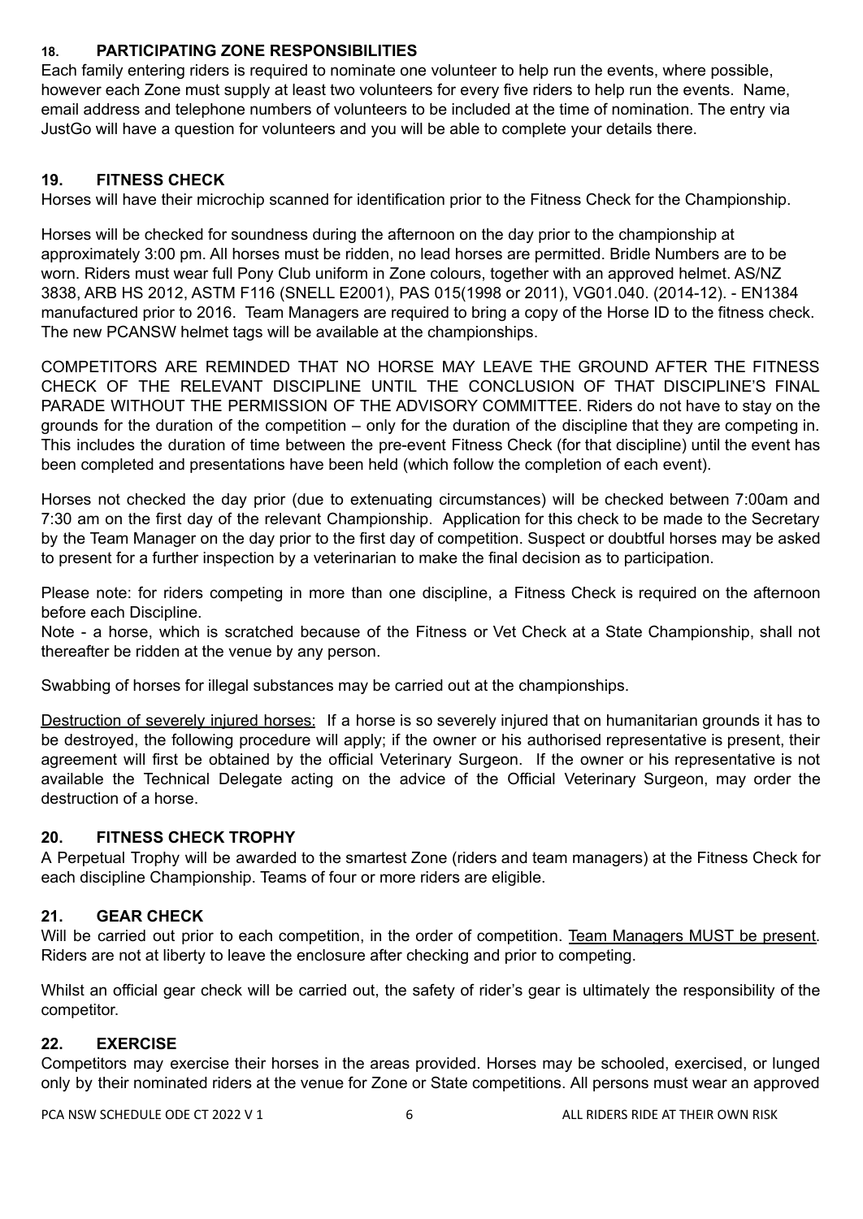## 18. PARTICIPATING ZONE RESPONSIBILITIES

Each family entering riders is required to nominate one volunteer to help run the events, where possible, however each Zone must supply at least two volunteers for every five riders to help run the events. Name, email address and telephone numbers of volunteers to be included at the time of nomination. The entry via JustGo will have a question for volunteers and you will be able to complete your details there.

## 19. FITNESS CHECK

Horses will have their microchip scanned for identification prior to the Fitness Check for the Championship.

Horses will be checked for soundness during the afternoon on the day prior to the championship at approximately 3:00 pm. All horses must be ridden, no lead horses are permitted. Bridle Numbers are to be worn. Riders must wear full Pony Club uniform in Zone colours, together with an approved helmet. AS/NZ 3838, ARB HS 2012, ASTM F116 (SNELL E2001), PAS 015(1998 or 2011), VG01.040. (2014-12). - EN1384 manufactured prior to 2016. Team Managers are required to bring a copy of the Horse ID to the fitness check. The new PCANSW helmet tags will be available at the championships.

COMPETITORS ARE REMINDED THAT NO HORSE MAY LEAVE THE GROUND AFTER THE FITNESS CHECK OF THE RELEVANT DISCIPLINE UNTIL THE CONCLUSION OF THAT DISCIPLINE'S FINAL PARADE WITHOUT THE PERMISSION OF THE ADVISORY COMMITTEE. Riders do not have to stay on the grounds for the duration of the competition – only for the duration of the discipline that they are competing in. This includes the duration of time between the pre-event Fitness Check (for that discipline) until the event has been completed and presentations have been held (which follow the completion of each event).

Horses not checked the day prior (due to extenuating circumstances) will be checked between 7:00am and 7:30 am on the first day of the relevant Championship. Application for this check to be made to the Secretary by the Team Manager on the day prior to the first day of competition. Suspect or doubtful horses may be asked to present for a further inspection by a veterinarian to make the final decision as to participation.

Please note: for riders competing in more than one discipline, a Fitness Check is required on the afternoon before each Discipline.

Note - a horse, which is scratched because of the Fitness or Vet Check at a State Championship, shall not thereafter be ridden at the venue by any person.

Swabbing of horses for illegal substances may be carried out at the championships.

Destruction of severely injured horses: If a horse is so severely injured that on humanitarian grounds it has to be destroyed, the following procedure will apply; if the owner or his authorised representative is present, their agreement will first be obtained by the official Veterinary Surgeon. If the owner or his representative is not available the Technical Delegate acting on the advice of the Official Veterinary Surgeon, may order the destruction of a horse.

## 20. FITNESS CHECK TROPHY

A Perpetual Trophy will be awarded to the smartest Zone (riders and team managers) at the Fitness Check for each discipline Championship. Teams of four or more riders are eligible.

## 21. GEAR CHECK

Will be carried out prior to each competition, in the order of competition. Team Managers MUST be present. Riders are not at liberty to leave the enclosure after checking and prior to competing.

Whilst an official gear check will be carried out, the safety of rider's gear is ultimately the responsibility of the competitor.

## 22. EXERCISE

Competitors may exercise their horses in the areas provided. Horses may be schooled, exercised, or lunged only by their nominated riders at the venue for Zone or State competitions. All persons must wear an approved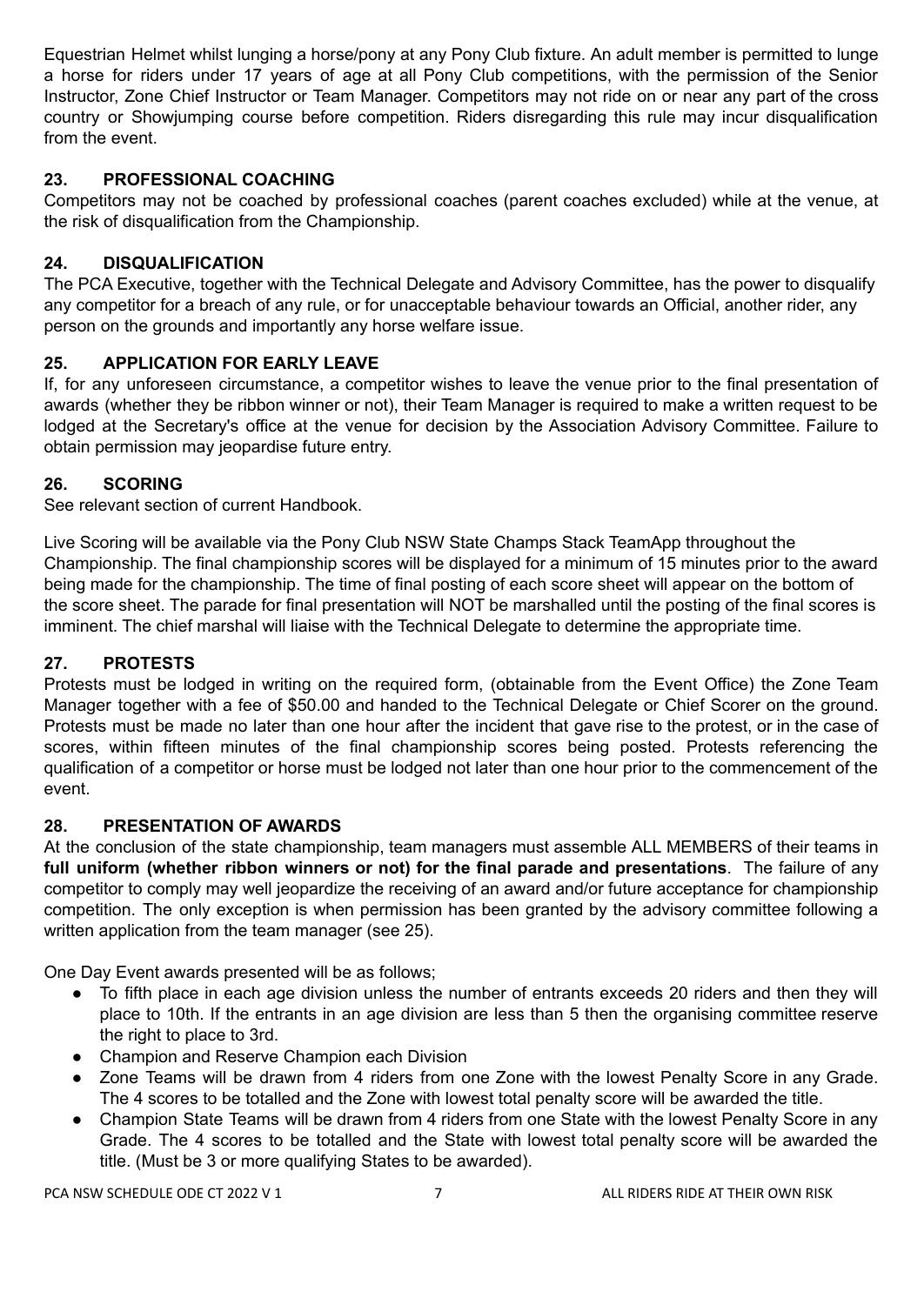Equestrian Helmet whilst lunging a horse/pony at any Pony Club fixture. An adult member is permitted to lunge a horse for riders under 17 years of age at all Pony Club competitions, with the permission of the Senior Instructor, Zone Chief Instructor or Team Manager. Competitors may not ride on or near any part of the cross country or Showjumping course before competition. Riders disregarding this rule may incur disqualification from the event.

### 23. PROFESSIONAL COACHING

Competitors may not be coached by professional coaches (parent coaches excluded) while at the venue, at the risk of disqualification from the Championship.

### 24. DISQUALIFICATION

The PCA Executive, together with the Technical Delegate and Advisory Committee, has the power to disqualify any competitor for a breach of any rule, or for unacceptable behaviour towards an Official, another rider, any person on the grounds and importantly any horse welfare issue.

### 25. APPLICATION FOR EARLY LEAVE

If, for any unforeseen circumstance, a competitor wishes to leave the venue prior to the final presentation of awards (whether they be ribbon winner or not), their Team Manager is required to make a written request to be lodged at the Secretary's office at the venue for decision by the Association Advisory Committee. Failure to obtain permission may jeopardise future entry.

### 26. SCORING

See relevant section of current Handbook.

Live Scoring will be available via the Pony Club NSW State Champs Stack TeamApp throughout the Championship. The final championship scores will be displayed for a minimum of 15 minutes prior to the award being made for the championship. The time of final posting of each score sheet will appear on the bottom of the score sheet. The parade for final presentation will NOT be marshalled until the posting of the final scores is imminent. The chief marshal will liaise with the Technical Delegate to determine the appropriate time.

### 27. PROTESTS

Protests must be lodged in writing on the required form, (obtainable from the Event Office) the Zone Team Manager together with a fee of $50.00 and handed to the Technical Delegate or Chief Scorer on the ground. Protests must be made no later than one hour after the incident that gave rise to the protest, or in the case of scores, within fifteen minutes of the final championship scores being posted. Protests referencing the qualification of a competitor or horse must be lodged not later than one hour prior to the commencement of the event.

### 28. PRESENTATION OF AWARDS

At the conclusion of the state championship, team managers must assemble ALL MEMBERS of their teams in **full uniform (whether ribbon winners or not) for the final parade and presentations**. The failure of any competitor to comply may well jeopardize the receiving of an award and/or future acceptance for championship competition. The only exception is when permission has been granted by the advisory committee following a written application from the team manager (see 25).

One Day Event awards presented will be as follows;

- To fifth place in each age division unless the number of entrants exceeds 20 riders and then they will place to 10th. If the entrants in an age division are less than 5 then the organising committee reserve the right to place to 3rd.
- Champion and Reserve Champion each Division
- Zone Teams will be drawn from 4 riders from one Zone with the lowest Penalty Score in any Grade. The 4 scores to be totalled and the Zone with lowest total penalty score will be awarded the title.
- Champion State Teams will be drawn from 4 riders from one State with the lowest Penalty Score in any Grade. The 4 scores to be totalled and the State with lowest total penalty score will be awarded the title. (Must be 3 or more qualifying States to be awarded).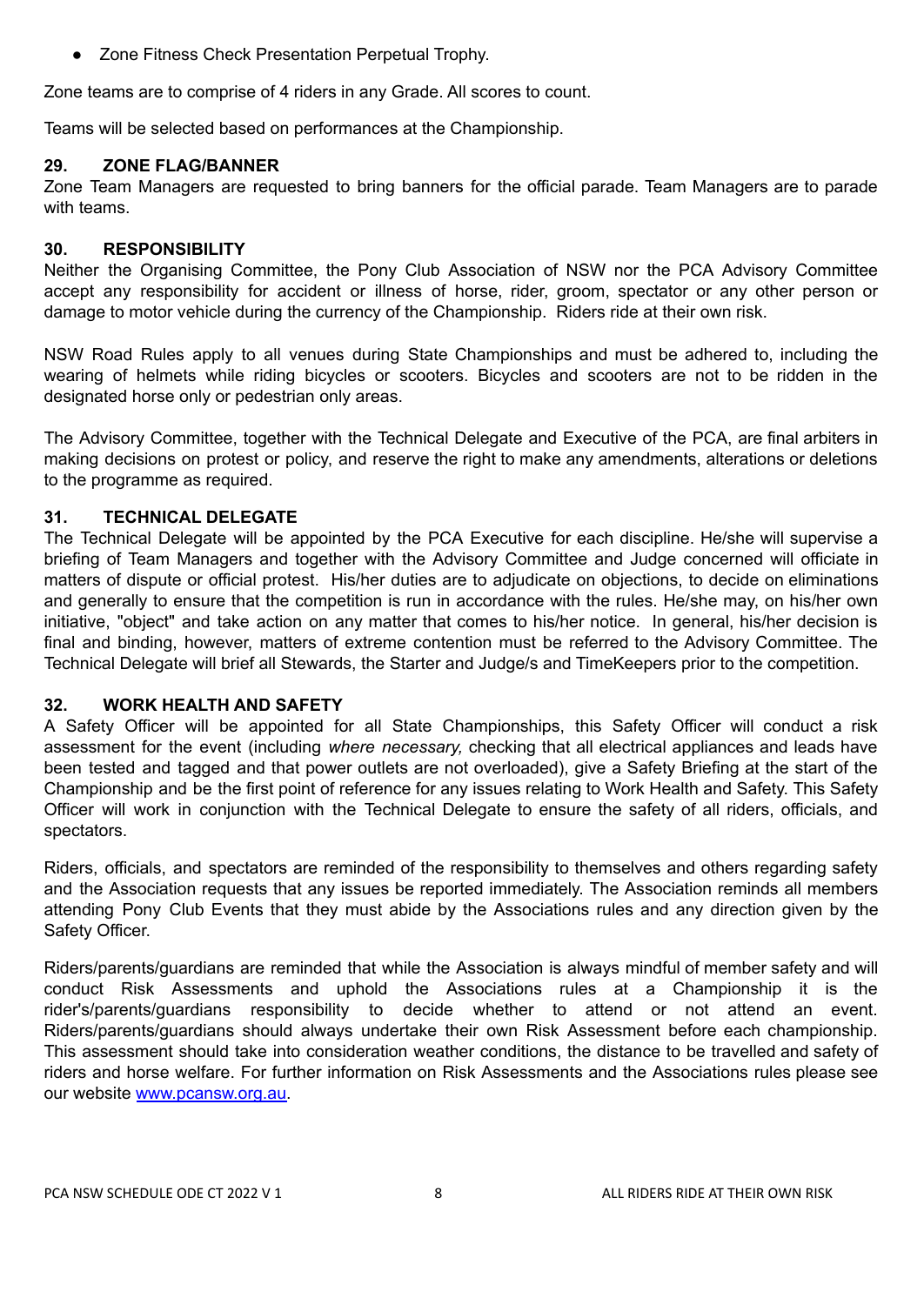- Zone Fitness Check Presentation Perpetual Trophy.

Zone teams are to comprise of 4 riders in any Grade. All scores to count.

Teams will be selected based on performances at the Championship.

### 29. ZONE FLAG/BANNER

Zone Team Managers are requested to bring banners for the official parade. Team Managers are to parade with teams.

### 30. RESPONSIBILITY

Neither the Organising Committee, the Pony Club Association of NSW nor the PCA Advisory Committee accept any responsibility for accident or illness of horse, rider, groom, spectator or any other person or damage to motor vehicle during the currency of the Championship. Riders ride at their own risk.

NSW Road Rules apply to all venues during State Championships and must be adhered to, including the wearing of helmets while riding bicycles or scooters. Bicycles and scooters are not to be ridden in the designated horse only or pedestrian only areas.

The Advisory Committee, together with the Technical Delegate and Executive of the PCA, are final arbiters in making decisions on protest or policy, and reserve the right to make any amendments, alterations or deletions to the programme as required.

### 31. TECHNICAL DELEGATE

The Technical Delegate will be appointed by the PCA Executive for each discipline. He/she will supervise a briefing of Team Managers and together with the Advisory Committee and Judge concerned will officiate in matters of dispute or official protest. His/her duties are to adjudicate on objections, to decide on eliminations and generally to ensure that the competition is run in accordance with the rules. He/she may, on his/her own initiative, "object" and take action on any matter that comes to his/her notice. In general, his/her decision is final and binding, however, matters of extreme contention must be referred to the Advisory Committee. The Technical Delegate will brief all Stewards, the Starter and Judge/s and TimeKeepers prior to the competition.

### 32. WORK HEALTH AND SAFETY

A Safety Officer will be appointed for all State Championships, this Safety Officer will conduct a risk assessment for the event (including *where necessary,* checking that all electrical appliances and leads have been tested and tagged and that power outlets are not overloaded), give a Safety Briefing at the start of the Championship and be the first point of reference for any issues relating to Work Health and Safety. This Safety Officer will work in conjunction with the Technical Delegate to ensure the safety of all riders, officials, and spectators.

Riders, officials, and spectators are reminded of the responsibility to themselves and others regarding safety and the Association requests that any issues be reported immediately. The Association reminds all members attending Pony Club Events that they must abide by the Associations rules and any direction given by the Safety Officer.

Riders/parents/guardians are reminded that while the Association is always mindful of member safety and will conduct Risk Assessments and uphold the Associations rules at a Championship it is the rider's/parents/guardians responsibility to decide whether to attend or not attend an event. Riders/parents/guardians should always undertake their own Risk Assessment before each championship. This assessment should take into consideration weather conditions, the distance to be travelled and safety of riders and horse welfare. For further information on Risk Assessments and the Associations rules please see our website [www.pcansw.org.au](http://www.pcansw.org.au).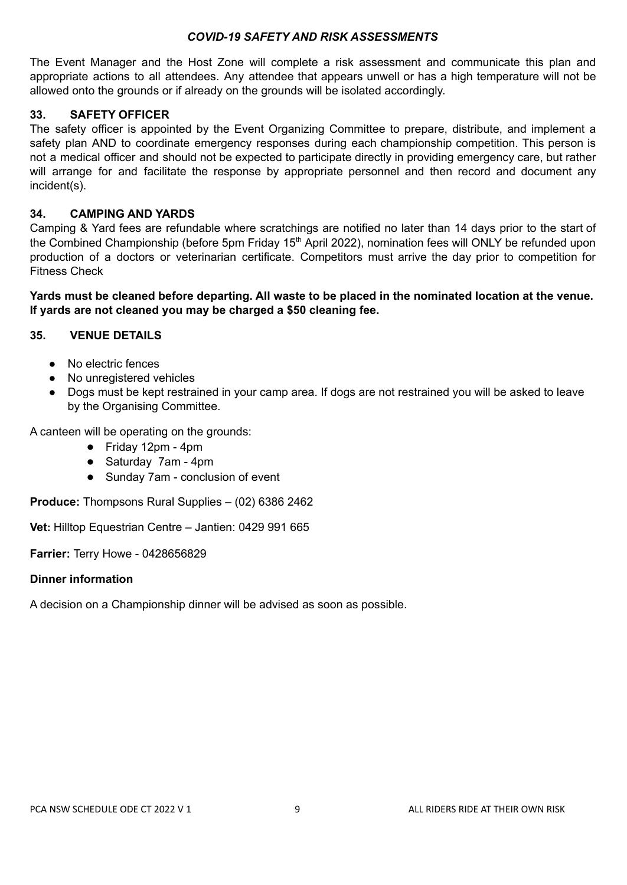### *COVID-19 SAFETY AND RISK ASSESSMENTS*

The Event Manager and the Host Zone will complete a risk assessment and communicate this plan and appropriate actions to all attendees. Any attendee that appears unwell or has a high temperature will not be allowed onto the grounds or if already on the grounds will be isolated accordingly.

### 33. SAFETY OFFICER

The safety officer is appointed by the Event Organizing Committee to prepare, distribute, and implement a safety plan AND to coordinate emergency responses during each championship competition. This person is not a medical officer and should not be expected to participate directly in providing emergency care, but rather will arrange for and facilitate the response by appropriate personnel and then record and document any incident(s).

### 34. CAMPING AND YARDS

Camping & Yard fees are refundable where scratchings are notified no later than 14 days prior to the start of the Combined Championship (before 5pm Friday 15th April 2022), nomination fees will ONLY be refunded upon production of a doctors or veterinarian certificate. Competitors must arrive the day prior to competition for Fitness Check

**Yards must be cleaned before departing. All waste to be placed in the nominated location at the venue. If yards are not cleaned you may be charged a $50 cleaning fee.**

### 35. VENUE DETAILS

- No electric fences
- No unregistered vehicles
- Dogs must be kept restrained in your camp area. If dogs are not restrained you will be asked to leave by the Organising Committee.

A canteen will be operating on the grounds:

- Friday 12pm - 4pm
- Saturday 7am - 4pm
- Sunday 7am - conclusion of event

**Produce:** Thompsons Rural Supplies – (02) 6386 2462

**Vet:** Hilltop Equestrian Centre – Jantien: 0429 991 665

**Farrier:** Terry Howe - 0428656829

**Dinner information**

A decision on a Championship dinner will be advised as soon as possible.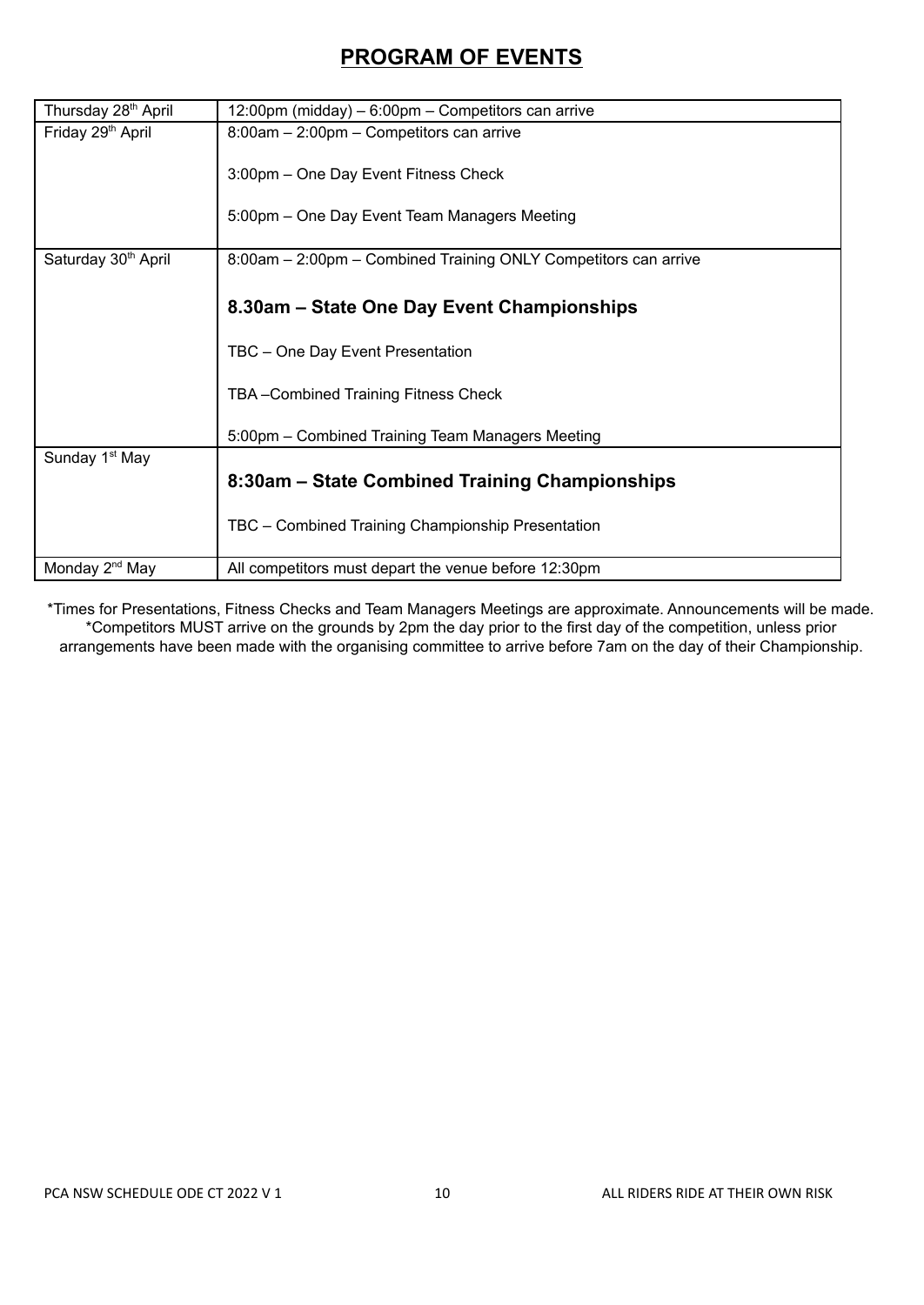## PROGRAM OF EVENTS

| | |
|---|---|
| Thursday 28th April | 12:00pm (midday) – 6:00pm – Competitors can arrive |
| Friday 29th April | 8:00am – 2:00pm – Competitors can arrive<br><br>3:00pm – One Day Event Fitness Check<br><br>5:00pm – One Day Event Team Managers Meeting |
| Saturday 30th April | 8:00am – 2:00pm – Combined Training ONLY Competitors can arrive<br><br>**8.30am – State One Day Event Championships**<br><br>TBC – One Day Event Presentation<br><br>TBA –Combined Training Fitness Check<br><br>5:00pm – Combined Training Team Managers Meeting |
| Sunday 1st May | **8:30am – State Combined Training Championships**<br><br>TBC – Combined Training Championship Presentation |
| Monday 2nd May | All competitors must depart the venue before 12:30pm |

*Times for Presentations, Fitness Checks and Team Managers Meetings are approximate. Announcements will be made.
*Competitors MUST arrive on the grounds by 2pm the day prior to the first day of the competition, unless prior arrangements have been made with the organising committee to arrive before 7am on the day of their Championship.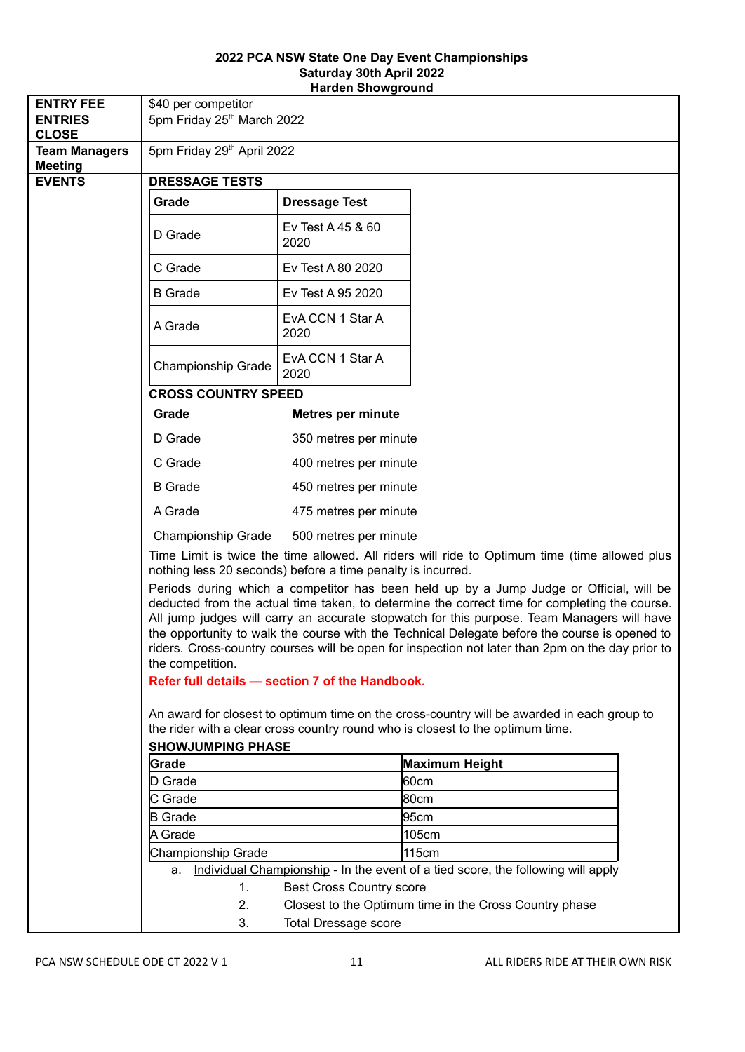**2022 PCA NSW State One Day Event Championships**
**Saturday 30th April 2022**
**Harden Showground**

| | |
|---|---|
| **ENTRY FEE** | $40 per competitor |
| **ENTRIES CLOSE** | 5pm Friday 25th March 2022 |
| **Team Managers Meeting** | 5pm Friday 29th April 2022 |
| **EVENTS** | **DRESSAGE TESTS** |

**DRESSAGE TESTS**

| Grade | Dressage Test |
|---|---|
| D Grade | Ev Test A 45 & 60 2020 |
| C Grade | Ev Test A 80 2020 |
| B Grade | Ev Test A 95 2020 |
| A Grade | EvA CCN 1 Star A 2020 |
| Championship Grade | EvA CCN 1 Star A 2020 |

**CROSS COUNTRY SPEED**

| Grade | Metres per minute |
|---|---|
| D Grade | 350 metres per minute |
| C Grade | 400 metres per minute |
| B Grade | 450 metres per minute |
| A Grade | 475 metres per minute |
| Championship Grade | 500 metres per minute |

Time Limit is twice the time allowed. All riders will ride to Optimum time (time allowed plus nothing less 20 seconds) before a time penalty is incurred.

Periods during which a competitor has been held up by a Jump Judge or Official, will be deducted from the actual time taken, to determine the correct time for completing the course. All jump judges will carry an accurate stopwatch for this purpose. Team Managers will have the opportunity to walk the course with the Technical Delegate before the course is opened to riders. Cross-country courses will be open for inspection not later than 2pm on the day prior to the competition.

**Refer full details — section 7 of the Handbook.**

An award for closest to optimum time on the cross-country will be awarded in each group to the rider with a clear cross country round who is closest to the optimum time.

**SHOWJUMPING PHASE**

| Grade | Maximum Height |
|---|---|
| D Grade | 60cm |
| C Grade | 80cm |
| B Grade | 95cm |
| A Grade | 105cm |
| Championship Grade | 115cm |

a. Individual Championship - In the event of a tied score, the following will apply
   1. Best Cross Country score
   2. Closest to the Optimum time in the Cross Country phase
   3. Total Dressage score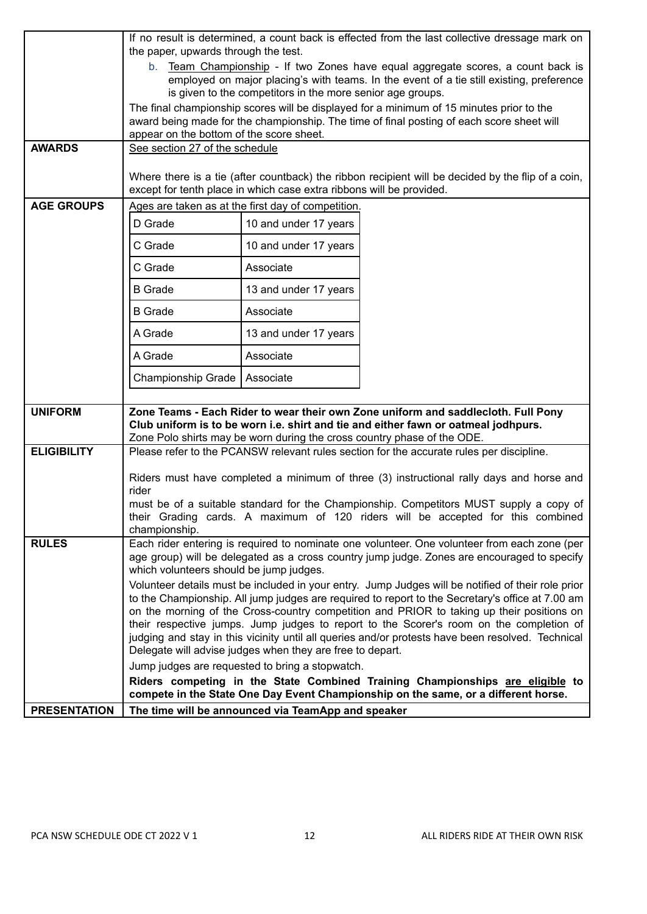| | |
|---|---|
| | If no result is determined, a count back is effected from the last collective dressage mark on the paper, upwards through the test.<br>b. Team Championship - If two Zones have equal aggregate scores, a count back is employed on major placing's with teams. In the event of a tie still existing, preference is given to the competitors in the more senior age groups.<br>The final championship scores will be displayed for a minimum of 15 minutes prior to the award being made for the championship. The time of final posting of each score sheet will appear on the bottom of the score sheet. |
| **AWARDS** | See section 27 of the schedule<br><br>Where there is a tie (after countback) the ribbon recipient will be decided by the flip of a coin, except for tenth place in which case extra ribbons will be provided. |
| **AGE GROUPS** | Ages are taken as at the first day of competition.<br>D Grade – 10 and under 17 years<br>C Grade – 10 and under 17 years<br>C Grade – Associate<br>B Grade – 13 and under 17 years<br>B Grade – Associate<br>A Grade – 13 and under 17 years<br>A Grade – Associate<br>Championship Grade – Associate |
| **UNIFORM** | **Zone Teams - Each Rider to wear their own Zone uniform and saddlecloth. Full Pony Club uniform is to be worn i.e. shirt and tie and either fawn or oatmeal jodhpurs.**<br>Zone Polo shirts may be worn during the cross country phase of the ODE. |
| **ELIGIBILITY** | Please refer to the PCANSW relevant rules section for the accurate rules per discipline.<br><br>Riders must have completed a minimum of three (3) instructional rally days and horse and rider<br>must be of a suitable standard for the Championship. Competitors MUST supply a copy of their Grading cards. A maximum of 120 riders will be accepted for this combined championship. |
| **RULES** | Each rider entering is required to nominate one volunteer. One volunteer from each zone (per age group) will be delegated as a cross country jump judge. Zones are encouraged to specify which volunteers should be jump judges.<br>Volunteer details must be included in your entry. Jump Judges will be notified of their role prior to the Championship. All jump judges are required to report to the Secretary's office at 7.00 am on the morning of the Cross-country competition and PRIOR to taking up their positions on their respective jumps. Jump judges to report to the Scorer's room on the completion of judging and stay in this vicinity until all queries and/or protests have been resolved. Technical Delegate will advise judges when they are free to depart.<br>Jump judges are requested to bring a stopwatch.<br>**Riders competing in the State Combined Training Championships are eligible to compete in the State One Day Event Championship on the same, or a different horse.** |
| **PRESENTATION** | **The time will be announced via TeamApp and speaker** |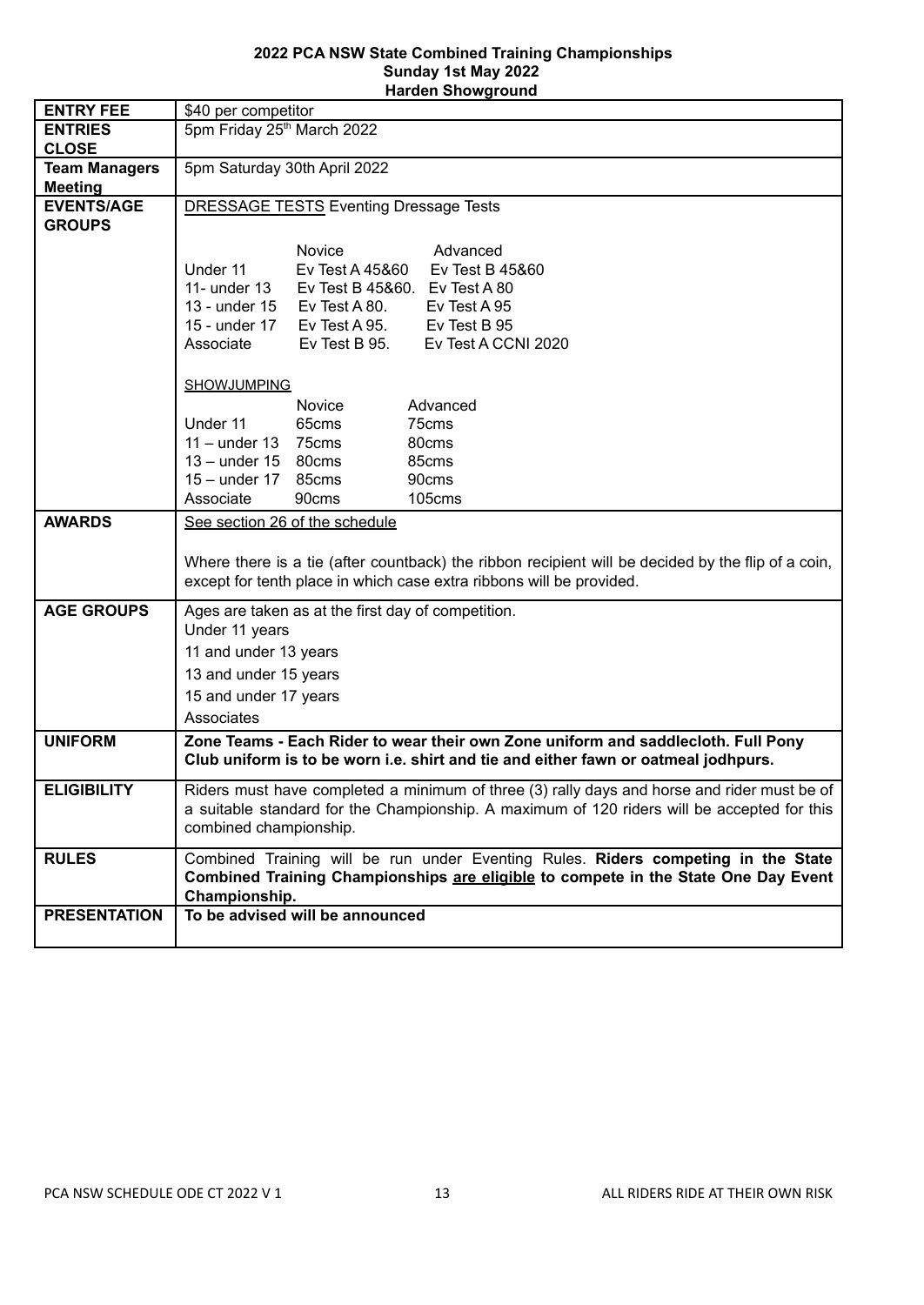**2022 PCA NSW State Combined Training Championships**
**Sunday 1st May 2022**
**Harden Showground**

| | |
|---|---|
| **ENTRY FEE** | $40 per competitor |
| **ENTRIES CLOSE** | 5pm Friday 25th March 2022 |
| **Team Managers Meeting** | 5pm Saturday 30th April 2022 |
| **EVENTS/AGE GROUPS** | DRESSAGE TESTS Eventing Dressage Tests<br><br>Novice / Advanced<br>Under 11: Ev Test A 45&60 / Ev Test B 45&60<br>11- under 13: Ev Test B 45&60. / Ev Test A 80<br>13 - under 15: Ev Test A 80. / Ev Test A 95<br>15 - under 17: Ev Test A 95. / Ev Test B 95<br>Associate: Ev Test B 95. / Ev Test A CCNI 2020<br><br>SHOWJUMPING<br><br>Novice / Advanced<br>Under 11: 65cms / 75cms<br>11 – under 13: 75cms / 80cms<br>13 – under 15: 80cms / 85cms<br>15 – under 17: 85cms / 90cms<br>Associate: 90cms / 105cms |
| **AWARDS** | See section 26 of the schedule<br><br>Where there is a tie (after countback) the ribbon recipient will be decided by the flip of a coin, except for tenth place in which case extra ribbons will be provided. |
| **AGE GROUPS** | Ages are taken as at the first day of competition.<br>Under 11 years<br>11 and under 13 years<br>13 and under 15 years<br>15 and under 17 years<br>Associates |
| **UNIFORM** | **Zone Teams - Each Rider to wear their own Zone uniform and saddlecloth. Full Pony Club uniform is to be worn i.e. shirt and tie and either fawn or oatmeal jodhpurs.** |
| **ELIGIBILITY** | Riders must have completed a minimum of three (3) rally days and horse and rider must be of a suitable standard for the Championship. A maximum of 120 riders will be accepted for this combined championship. |
| **RULES** | Combined Training will be run under Eventing Rules. **Riders competing in the State Combined Training Championships are eligible to compete in the State One Day Event Championship.** |
| **PRESENTATION** | **To be advised will be announced** |